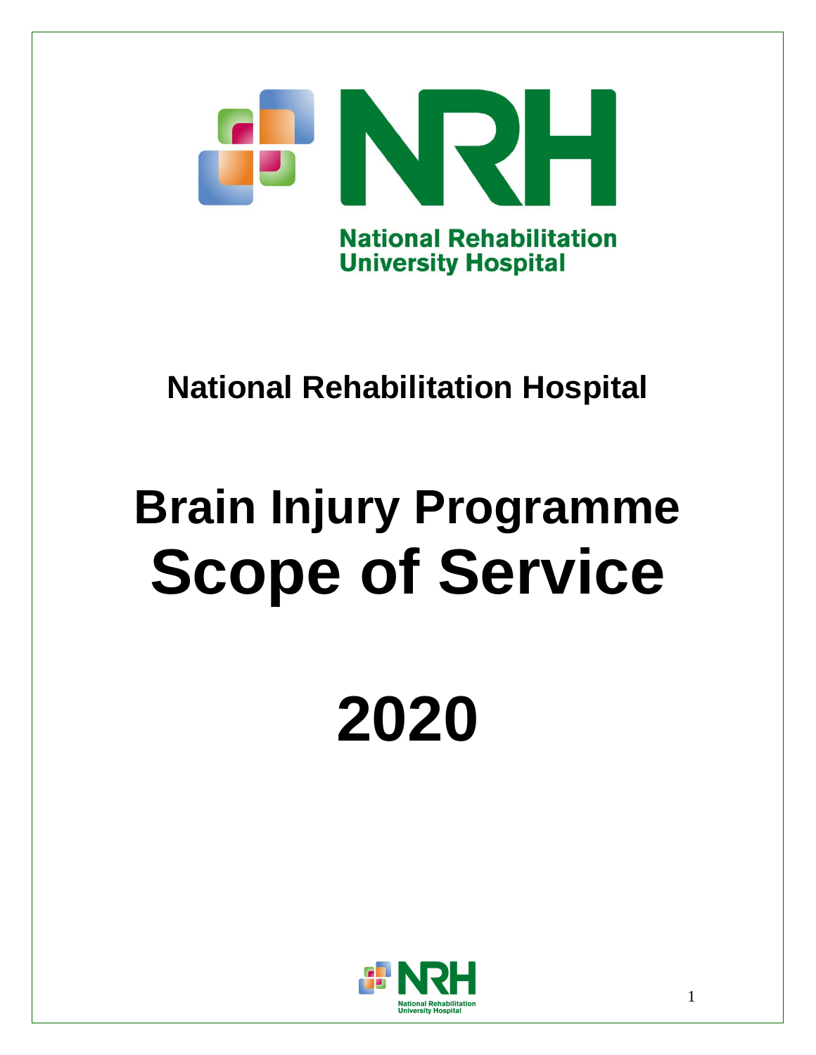National Rehabilitation University Hospital

## National Rehabilitation Hospital

# Brain Injury Programme
# Scope of Service

# 2020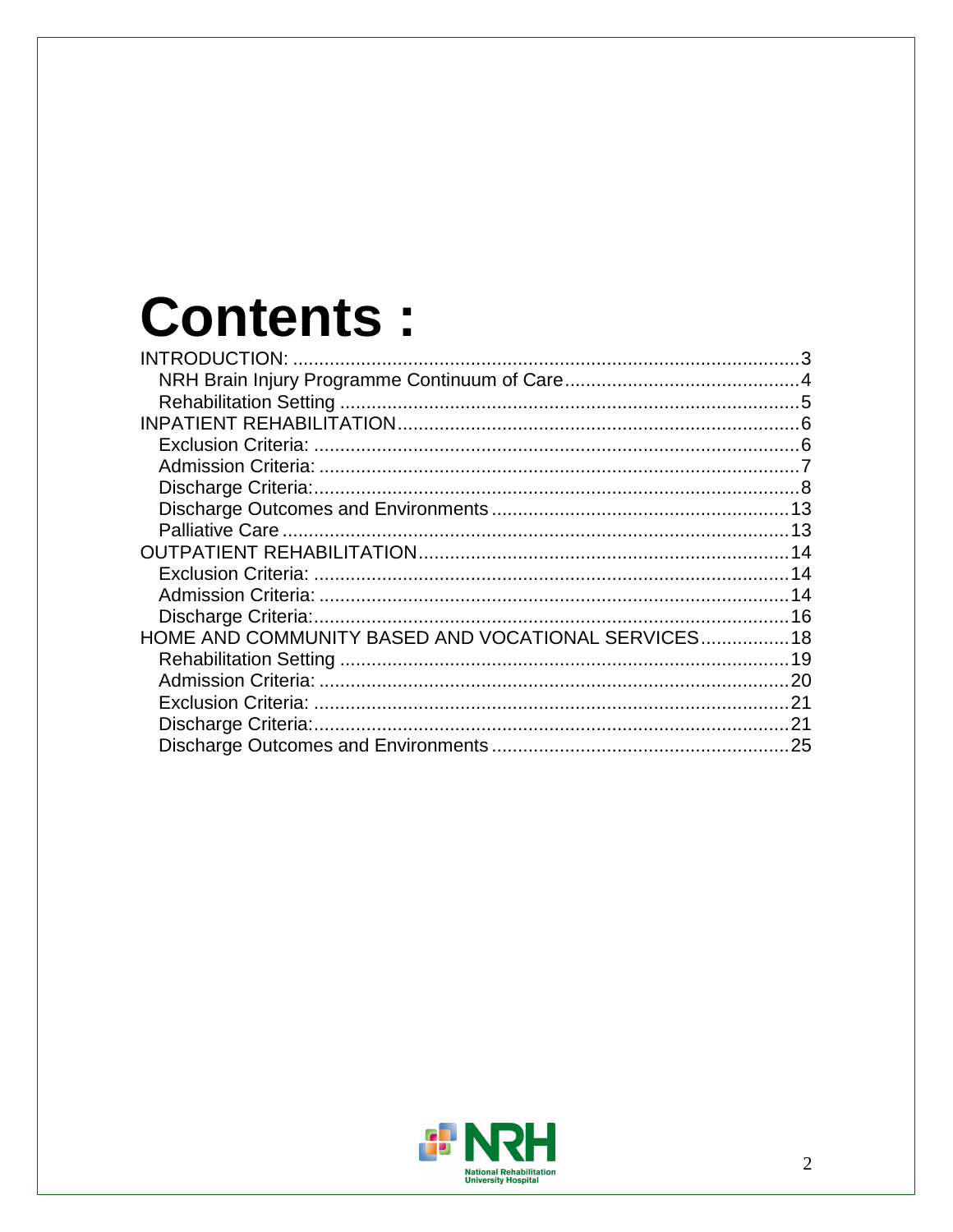# Contents :

- INTRODUCTION: ....................................................................................3
  - NRH Brain Injury Programme Continuum of Care ............................................4
  - Rehabilitation Setting ......................................................................................5
- INPATIENT REHABILITATION .............................................................................6
  - Exclusion Criteria: ............................................................................................6
  - Admission Criteria: ...........................................................................................7
  - Discharge Criteria: ............................................................................................8
  - Discharge Outcomes and Environments .........................................................13
  - Palliative Care .................................................................................................13
- OUTPATIENT REHABILITATION .......................................................................14
  - Exclusion Criteria: ...........................................................................................14
  - Admission Criteria: ..........................................................................................14
  - Discharge Criteria: ...........................................................................................16
- HOME AND COMMUNITY BASED AND VOCATIONAL SERVICES .................18
  - Rehabilitation Setting ......................................................................................19
  - Admission Criteria: ..........................................................................................20
  - Exclusion Criteria: ...........................................................................................21
  - Discharge Criteria: ...........................................................................................21
  - Discharge Outcomes and Environments .........................................................25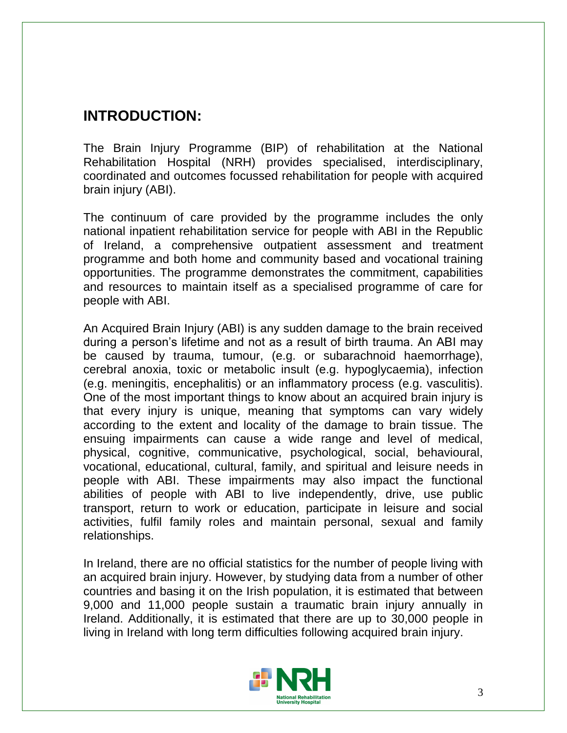## INTRODUCTION:

The Brain Injury Programme (BIP) of rehabilitation at the National Rehabilitation Hospital (NRH) provides specialised, interdisciplinary, coordinated and outcomes focussed rehabilitation for people with acquired brain injury (ABI).

The continuum of care provided by the programme includes the only national inpatient rehabilitation service for people with ABI in the Republic of Ireland, a comprehensive outpatient assessment and treatment programme and both home and community based and vocational training opportunities. The programme demonstrates the commitment, capabilities and resources to maintain itself as a specialised programme of care for people with ABI.

An Acquired Brain Injury (ABI) is any sudden damage to the brain received during a person's lifetime and not as a result of birth trauma. An ABI may be caused by trauma, tumour, (e.g. or subarachnoid haemorrhage), cerebral anoxia, toxic or metabolic insult (e.g. hypoglycaemia), infection (e.g. meningitis, encephalitis) or an inflammatory process (e.g. vasculitis). One of the most important things to know about an acquired brain injury is that every injury is unique, meaning that symptoms can vary widely according to the extent and locality of the damage to brain tissue. The ensuing impairments can cause a wide range and level of medical, physical, cognitive, communicative, psychological, social, behavioural, vocational, educational, cultural, family, and spiritual and leisure needs in people with ABI. These impairments may also impact the functional abilities of people with ABI to live independently, drive, use public transport, return to work or education, participate in leisure and social activities, fulfil family roles and maintain personal, sexual and family relationships.

In Ireland, there are no official statistics for the number of people living with an acquired brain injury. However, by studying data from a number of other countries and basing it on the Irish population, it is estimated that between 9,000 and 11,000 people sustain a traumatic brain injury annually in Ireland. Additionally, it is estimated that there are up to 30,000 people in living in Ireland with long term difficulties following acquired brain injury.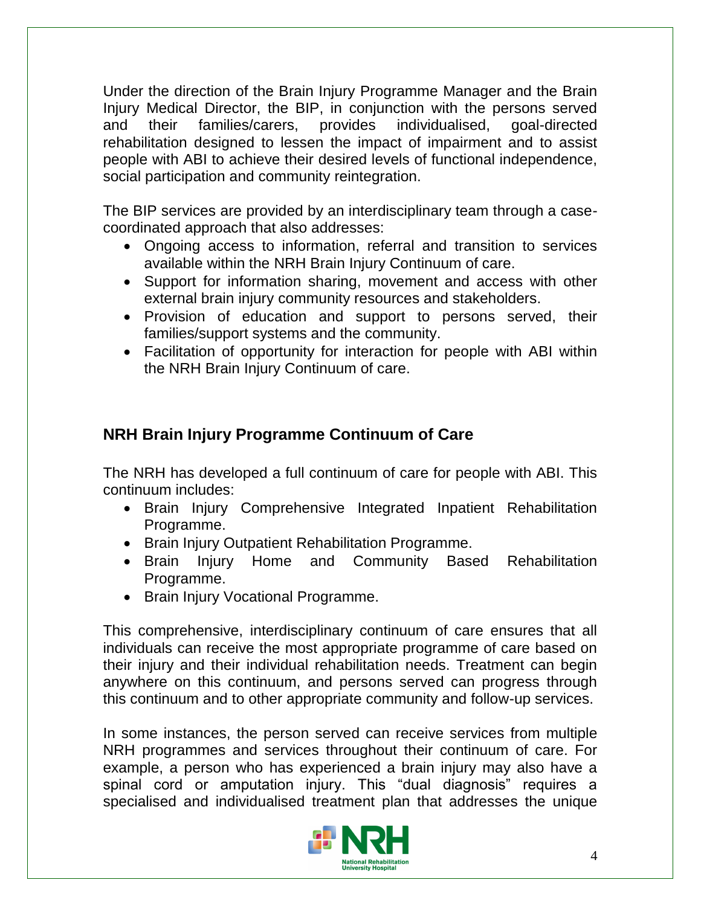Under the direction of the Brain Injury Programme Manager and the Brain Injury Medical Director, the BIP, in conjunction with the persons served and their families/carers, provides individualised, goal-directed rehabilitation designed to lessen the impact of impairment and to assist people with ABI to achieve their desired levels of functional independence, social participation and community reintegration.

The BIP services are provided by an interdisciplinary team through a case-coordinated approach that also addresses:

- Ongoing access to information, referral and transition to services available within the NRH Brain Injury Continuum of care.
- Support for information sharing, movement and access with other external brain injury community resources and stakeholders.
- Provision of education and support to persons served, their families/support systems and the community.
- Facilitation of opportunity for interaction for people with ABI within the NRH Brain Injury Continuum of care.

## NRH Brain Injury Programme Continuum of Care

The NRH has developed a full continuum of care for people with ABI. This continuum includes:

- Brain Injury Comprehensive Integrated Inpatient Rehabilitation Programme.
- Brain Injury Outpatient Rehabilitation Programme.
- Brain Injury Home and Community Based Rehabilitation Programme.
- Brain Injury Vocational Programme.

This comprehensive, interdisciplinary continuum of care ensures that all individuals can receive the most appropriate programme of care based on their injury and their individual rehabilitation needs. Treatment can begin anywhere on this continuum, and persons served can progress through this continuum and to other appropriate community and follow-up services.

In some instances, the person served can receive services from multiple NRH programmes and services throughout their continuum of care. For example, a person who has experienced a brain injury may also have a spinal cord or amputation injury. This "dual diagnosis" requires a specialised and individualised treatment plan that addresses the unique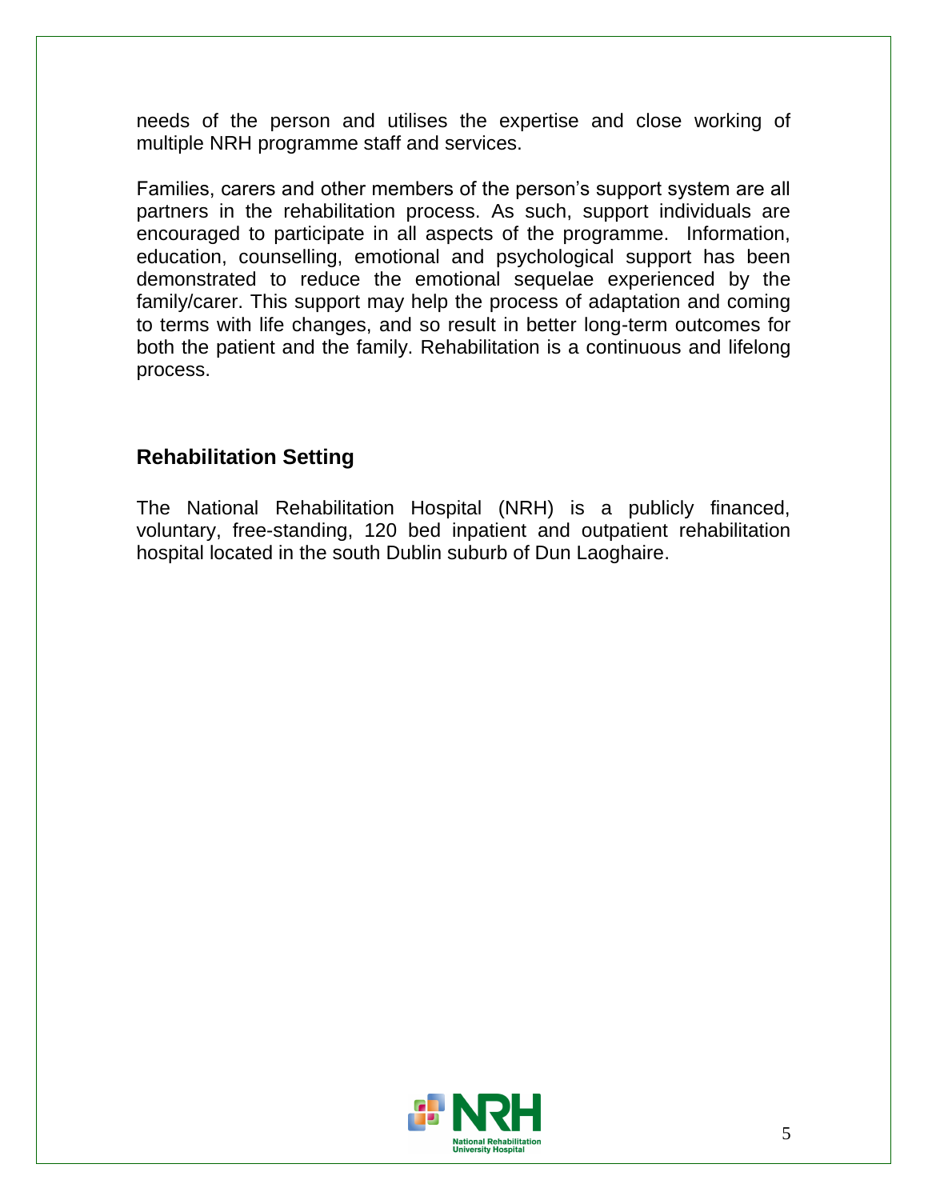needs of the person and utilises the expertise and close working of multiple NRH programme staff and services.

Families, carers and other members of the person's support system are all partners in the rehabilitation process. As such, support individuals are encouraged to participate in all aspects of the programme. Information, education, counselling, emotional and psychological support has been demonstrated to reduce the emotional sequelae experienced by the family/carer. This support may help the process of adaptation and coming to terms with life changes, and so result in better long-term outcomes for both the patient and the family. Rehabilitation is a continuous and lifelong process.

## Rehabilitation Setting

The National Rehabilitation Hospital (NRH) is a publicly financed, voluntary, free-standing, 120 bed inpatient and outpatient rehabilitation hospital located in the south Dublin suburb of Dun Laoghaire.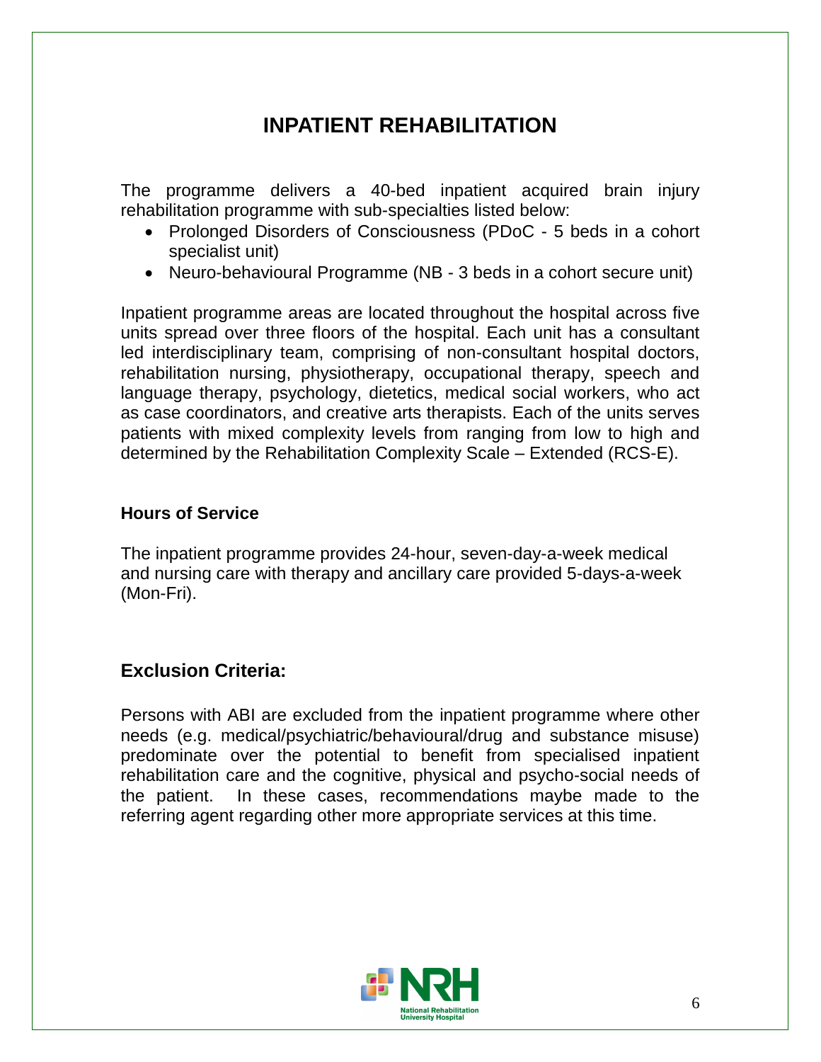# INPATIENT REHABILITATION

The programme delivers a 40-bed inpatient acquired brain injury rehabilitation programme with sub-specialties listed below:

- Prolonged Disorders of Consciousness (PDoC - 5 beds in a cohort specialist unit)
- Neuro-behavioural Programme (NB - 3 beds in a cohort secure unit)

Inpatient programme areas are located throughout the hospital across five units spread over three floors of the hospital. Each unit has a consultant led interdisciplinary team, comprising of non-consultant hospital doctors, rehabilitation nursing, physiotherapy, occupational therapy, speech and language therapy, psychology, dietetics, medical social workers, who act as case coordinators, and creative arts therapists. Each of the units serves patients with mixed complexity levels from ranging from low to high and determined by the Rehabilitation Complexity Scale – Extended (RCS-E).

### Hours of Service

The inpatient programme provides 24-hour, seven-day-a-week medical and nursing care with therapy and ancillary care provided 5-days-a-week (Mon-Fri).

## Exclusion Criteria:

Persons with ABI are excluded from the inpatient programme where other needs (e.g. medical/psychiatric/behavioural/drug and substance misuse) predominate over the potential to benefit from specialised inpatient rehabilitation care and the cognitive, physical and psycho-social needs of the patient. In these cases, recommendations maybe made to the referring agent regarding other more appropriate services at this time.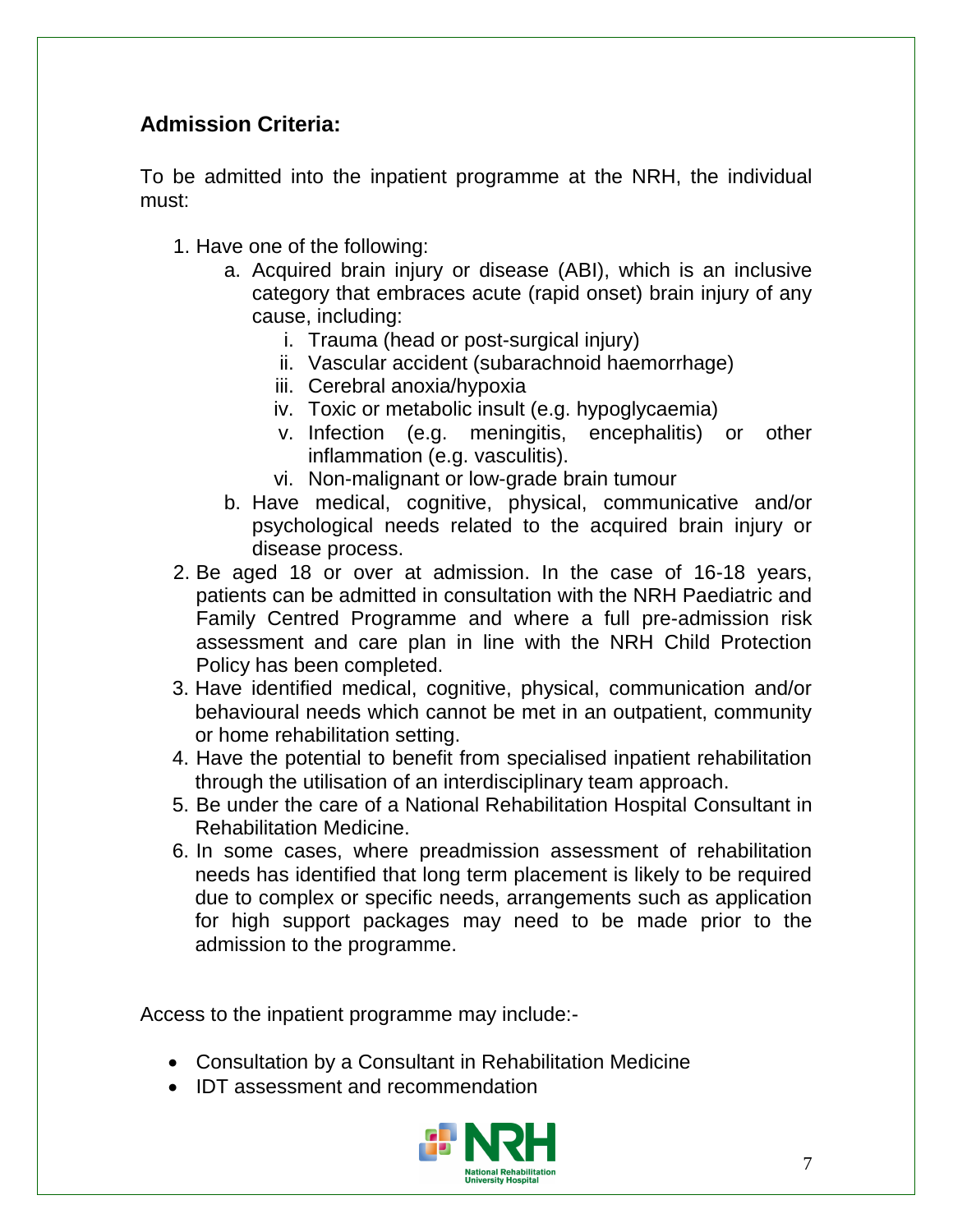## Admission Criteria:

To be admitted into the inpatient programme at the NRH, the individual must:

1. Have one of the following:
   a. Acquired brain injury or disease (ABI), which is an inclusive category that embraces acute (rapid onset) brain injury of any cause, including:
      i. Trauma (head or post-surgical injury)
      ii. Vascular accident (subarachnoid haemorrhage)
      iii. Cerebral anoxia/hypoxia
      iv. Toxic or metabolic insult (e.g. hypoglycaemia)
      v. Infection (e.g. meningitis, encephalitis) or other inflammation (e.g. vasculitis).
      vi. Non-malignant or low-grade brain tumour
   b. Have medical, cognitive, physical, communicative and/or psychological needs related to the acquired brain injury or disease process.
2. Be aged 18 or over at admission. In the case of 16-18 years, patients can be admitted in consultation with the NRH Paediatric and Family Centred Programme and where a full pre-admission risk assessment and care plan in line with the NRH Child Protection Policy has been completed.
3. Have identified medical, cognitive, physical, communication and/or behavioural needs which cannot be met in an outpatient, community or home rehabilitation setting.
4. Have the potential to benefit from specialised inpatient rehabilitation through the utilisation of an interdisciplinary team approach.
5. Be under the care of a National Rehabilitation Hospital Consultant in Rehabilitation Medicine.
6. In some cases, where preadmission assessment of rehabilitation needs has identified that long term placement is likely to be required due to complex or specific needs, arrangements such as application for high support packages may need to be made prior to the admission to the programme.

Access to the inpatient programme may include:-

- Consultation by a Consultant in Rehabilitation Medicine
- IDT assessment and recommendation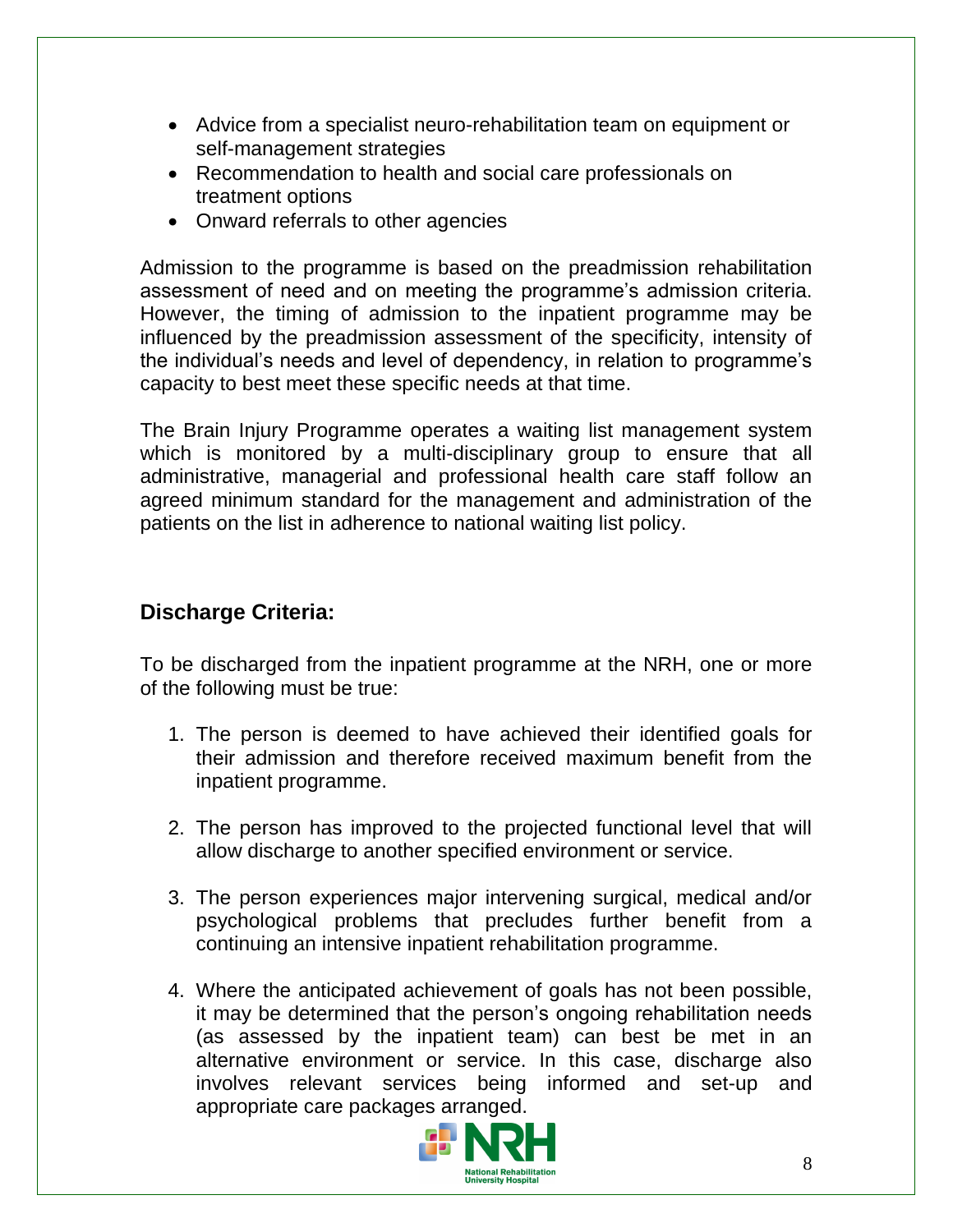- Advice from a specialist neuro-rehabilitation team on equipment or self-management strategies
- Recommendation to health and social care professionals on treatment options
- Onward referrals to other agencies

Admission to the programme is based on the preadmission rehabilitation assessment of need and on meeting the programme's admission criteria. However, the timing of admission to the inpatient programme may be influenced by the preadmission assessment of the specificity, intensity of the individual's needs and level of dependency, in relation to programme's capacity to best meet these specific needs at that time.

The Brain Injury Programme operates a waiting list management system which is monitored by a multi-disciplinary group to ensure that all administrative, managerial and professional health care staff follow an agreed minimum standard for the management and administration of the patients on the list in adherence to national waiting list policy.

## Discharge Criteria:

To be discharged from the inpatient programme at the NRH, one or more of the following must be true:

1. The person is deemed to have achieved their identified goals for their admission and therefore received maximum benefit from the inpatient programme.

2. The person has improved to the projected functional level that will allow discharge to another specified environment or service.

3. The person experiences major intervening surgical, medical and/or psychological problems that precludes further benefit from a continuing an intensive inpatient rehabilitation programme.

4. Where the anticipated achievement of goals has not been possible, it may be determined that the person's ongoing rehabilitation needs (as assessed by the inpatient team) can best be met in an alternative environment or service. In this case, discharge also involves relevant services being informed and set-up and appropriate care packages arranged.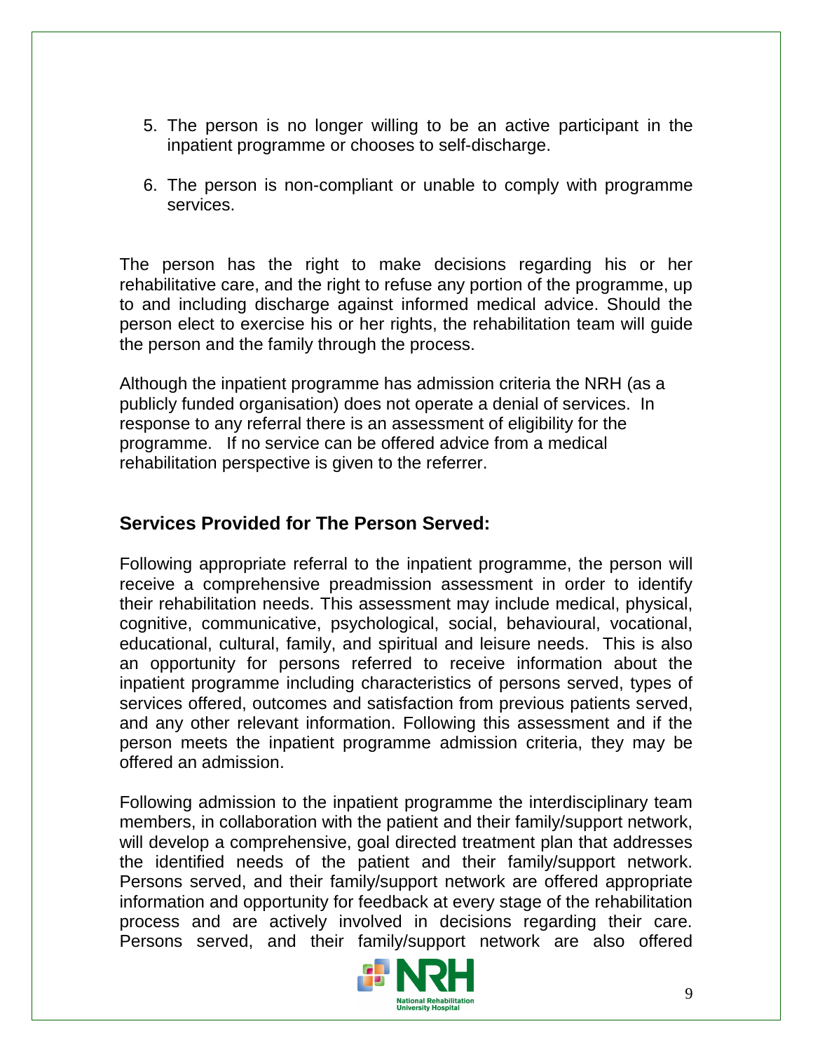5. The person is no longer willing to be an active participant in the inpatient programme or chooses to self-discharge.

6. The person is non-compliant or unable to comply with programme services.

The person has the right to make decisions regarding his or her rehabilitative care, and the right to refuse any portion of the programme, up to and including discharge against informed medical advice. Should the person elect to exercise his or her rights, the rehabilitation team will guide the person and the family through the process.

Although the inpatient programme has admission criteria the NRH (as a publicly funded organisation) does not operate a denial of services. In response to any referral there is an assessment of eligibility for the programme. If no service can be offered advice from a medical rehabilitation perspective is given to the referrer.

## Services Provided for The Person Served:

Following appropriate referral to the inpatient programme, the person will receive a comprehensive preadmission assessment in order to identify their rehabilitation needs. This assessment may include medical, physical, cognitive, communicative, psychological, social, behavioural, vocational, educational, cultural, family, and spiritual and leisure needs. This is also an opportunity for persons referred to receive information about the inpatient programme including characteristics of persons served, types of services offered, outcomes and satisfaction from previous patients served, and any other relevant information. Following this assessment and if the person meets the inpatient programme admission criteria, they may be offered an admission.

Following admission to the inpatient programme the interdisciplinary team members, in collaboration with the patient and their family/support network, will develop a comprehensive, goal directed treatment plan that addresses the identified needs of the patient and their family/support network. Persons served, and their family/support network are offered appropriate information and opportunity for feedback at every stage of the rehabilitation process and are actively involved in decisions regarding their care. Persons served, and their family/support network are also offered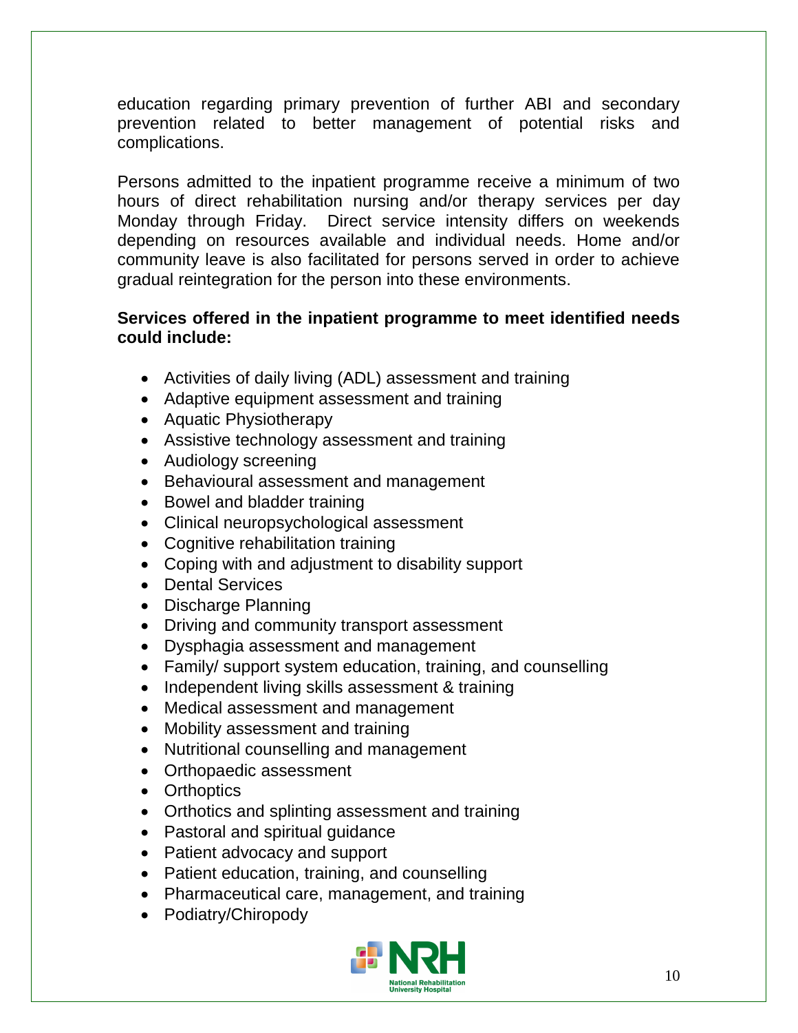education regarding primary prevention of further ABI and secondary prevention related to better management of potential risks and complications.

Persons admitted to the inpatient programme receive a minimum of two hours of direct rehabilitation nursing and/or therapy services per day Monday through Friday. Direct service intensity differs on weekends depending on resources available and individual needs. Home and/or community leave is also facilitated for persons served in order to achieve gradual reintegration for the person into these environments.

**Services offered in the inpatient programme to meet identified needs could include:**

- Activities of daily living (ADL) assessment and training
- Adaptive equipment assessment and training
- Aquatic Physiotherapy
- Assistive technology assessment and training
- Audiology screening
- Behavioural assessment and management
- Bowel and bladder training
- Clinical neuropsychological assessment
- Cognitive rehabilitation training
- Coping with and adjustment to disability support
- Dental Services
- Discharge Planning
- Driving and community transport assessment
- Dysphagia assessment and management
- Family/ support system education, training, and counselling
- Independent living skills assessment & training
- Medical assessment and management
- Mobility assessment and training
- Nutritional counselling and management
- Orthopaedic assessment
- Orthoptics
- Orthotics and splinting assessment and training
- Pastoral and spiritual guidance
- Patient advocacy and support
- Patient education, training, and counselling
- Pharmaceutical care, management, and training
- Podiatry/Chiropody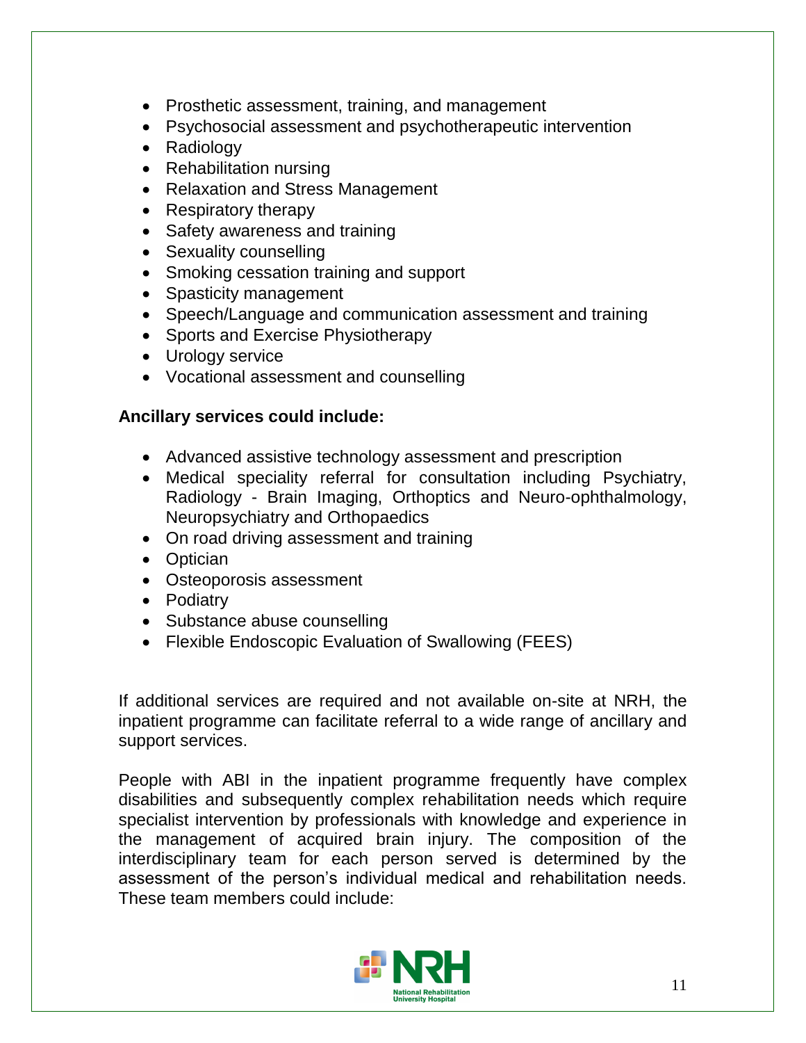- Prosthetic assessment, training, and management
- Psychosocial assessment and psychotherapeutic intervention
- Radiology
- Rehabilitation nursing
- Relaxation and Stress Management
- Respiratory therapy
- Safety awareness and training
- Sexuality counselling
- Smoking cessation training and support
- Spasticity management
- Speech/Language and communication assessment and training
- Sports and Exercise Physiotherapy
- Urology service
- Vocational assessment and counselling

**Ancillary services could include:**

- Advanced assistive technology assessment and prescription
- Medical speciality referral for consultation including Psychiatry, Radiology - Brain Imaging, Orthoptics and Neuro-ophthalmology, Neuropsychiatry and Orthopaedics
- On road driving assessment and training
- Optician
- Osteoporosis assessment
- Podiatry
- Substance abuse counselling
- Flexible Endoscopic Evaluation of Swallowing (FEES)

If additional services are required and not available on-site at NRH, the inpatient programme can facilitate referral to a wide range of ancillary and support services.

People with ABI in the inpatient programme frequently have complex disabilities and subsequently complex rehabilitation needs which require specialist intervention by professionals with knowledge and experience in the management of acquired brain injury. The composition of the interdisciplinary team for each person served is determined by the assessment of the person's individual medical and rehabilitation needs. These team members could include: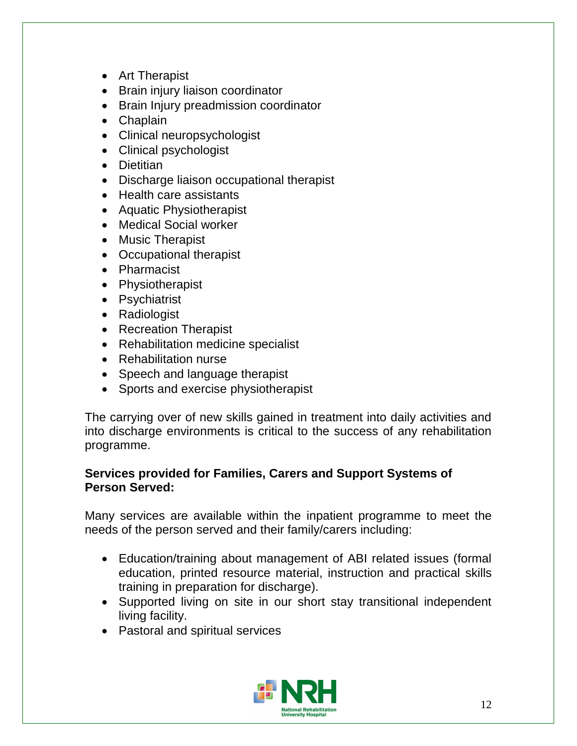- Art Therapist
- Brain injury liaison coordinator
- Brain Injury preadmission coordinator
- Chaplain
- Clinical neuropsychologist
- Clinical psychologist
- Dietitian
- Discharge liaison occupational therapist
- Health care assistants
- Aquatic Physiotherapist
- Medical Social worker
- Music Therapist
- Occupational therapist
- Pharmacist
- Physiotherapist
- Psychiatrist
- Radiologist
- Recreation Therapist
- Rehabilitation medicine specialist
- Rehabilitation nurse
- Speech and language therapist
- Sports and exercise physiotherapist

The carrying over of new skills gained in treatment into daily activities and into discharge environments is critical to the success of any rehabilitation programme.

**Services provided for Families, Carers and Support Systems of Person Served:**

Many services are available within the inpatient programme to meet the needs of the person served and their family/carers including:

- Education/training about management of ABI related issues (formal education, printed resource material, instruction and practical skills training in preparation for discharge).
- Supported living on site in our short stay transitional independent living facility.
- Pastoral and spiritual services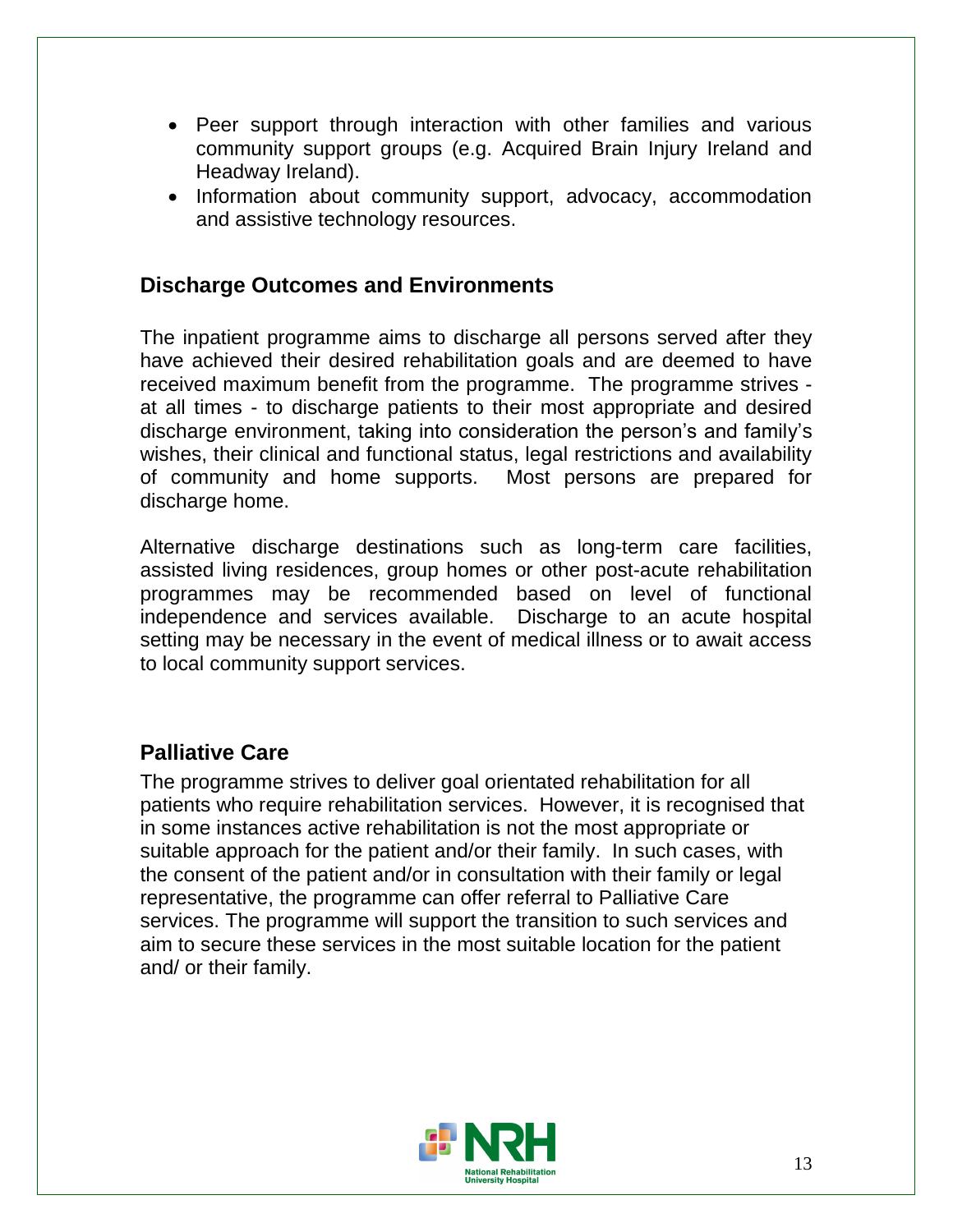- Peer support through interaction with other families and various community support groups (e.g. Acquired Brain Injury Ireland and Headway Ireland).
- Information about community support, advocacy, accommodation and assistive technology resources.

## Discharge Outcomes and Environments

The inpatient programme aims to discharge all persons served after they have achieved their desired rehabilitation goals and are deemed to have received maximum benefit from the programme. The programme strives - at all times - to discharge patients to their most appropriate and desired discharge environment, taking into consideration the person's and family's wishes, their clinical and functional status, legal restrictions and availability of community and home supports. Most persons are prepared for discharge home.

Alternative discharge destinations such as long-term care facilities, assisted living residences, group homes or other post-acute rehabilitation programmes may be recommended based on level of functional independence and services available. Discharge to an acute hospital setting may be necessary in the event of medical illness or to await access to local community support services.

## Palliative Care

The programme strives to deliver goal orientated rehabilitation for all patients who require rehabilitation services. However, it is recognised that in some instances active rehabilitation is not the most appropriate or suitable approach for the patient and/or their family. In such cases, with the consent of the patient and/or in consultation with their family or legal representative, the programme can offer referral to Palliative Care services. The programme will support the transition to such services and aim to secure these services in the most suitable location for the patient and/ or their family.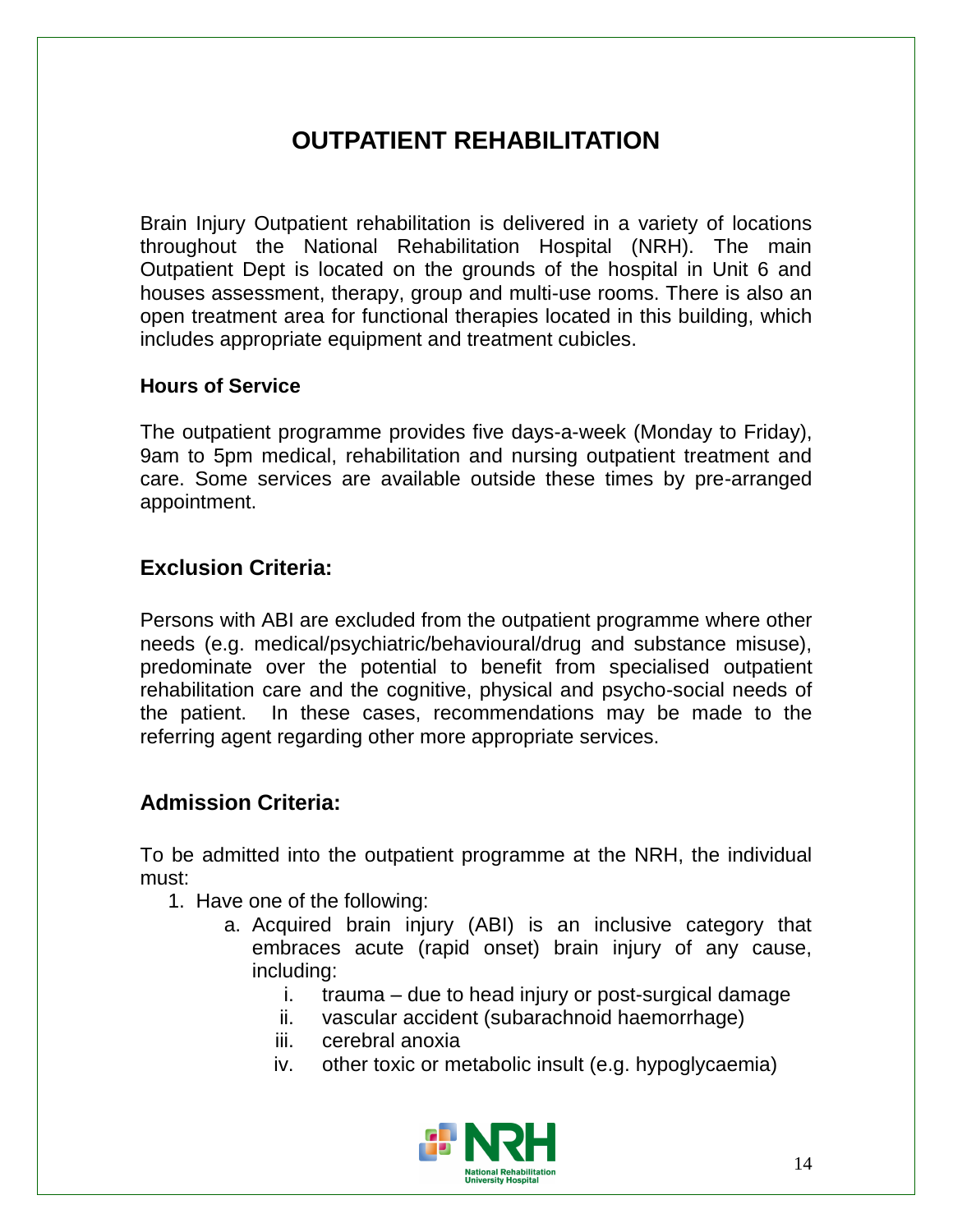# OUTPATIENT REHABILITATION

Brain Injury Outpatient rehabilitation is delivered in a variety of locations throughout the National Rehabilitation Hospital (NRH). The main Outpatient Dept is located on the grounds of the hospital in Unit 6 and houses assessment, therapy, group and multi-use rooms. There is also an open treatment area for functional therapies located in this building, which includes appropriate equipment and treatment cubicles.

### Hours of Service

The outpatient programme provides five days-a-week (Monday to Friday), 9am to 5pm medical, rehabilitation and nursing outpatient treatment and care. Some services are available outside these times by pre-arranged appointment.

## Exclusion Criteria:

Persons with ABI are excluded from the outpatient programme where other needs (e.g. medical/psychiatric/behavioural/drug and substance misuse), predominate over the potential to benefit from specialised outpatient rehabilitation care and the cognitive, physical and psycho-social needs of the patient. In these cases, recommendations may be made to the referring agent regarding other more appropriate services.

## Admission Criteria:

To be admitted into the outpatient programme at the NRH, the individual must:

1. Have one of the following:
   a. Acquired brain injury (ABI) is an inclusive category that embraces acute (rapid onset) brain injury of any cause, including:
      i. trauma – due to head injury or post-surgical damage
      ii. vascular accident (subarachnoid haemorrhage)
      iii. cerebral anoxia
      iv. other toxic or metabolic insult (e.g. hypoglycaemia)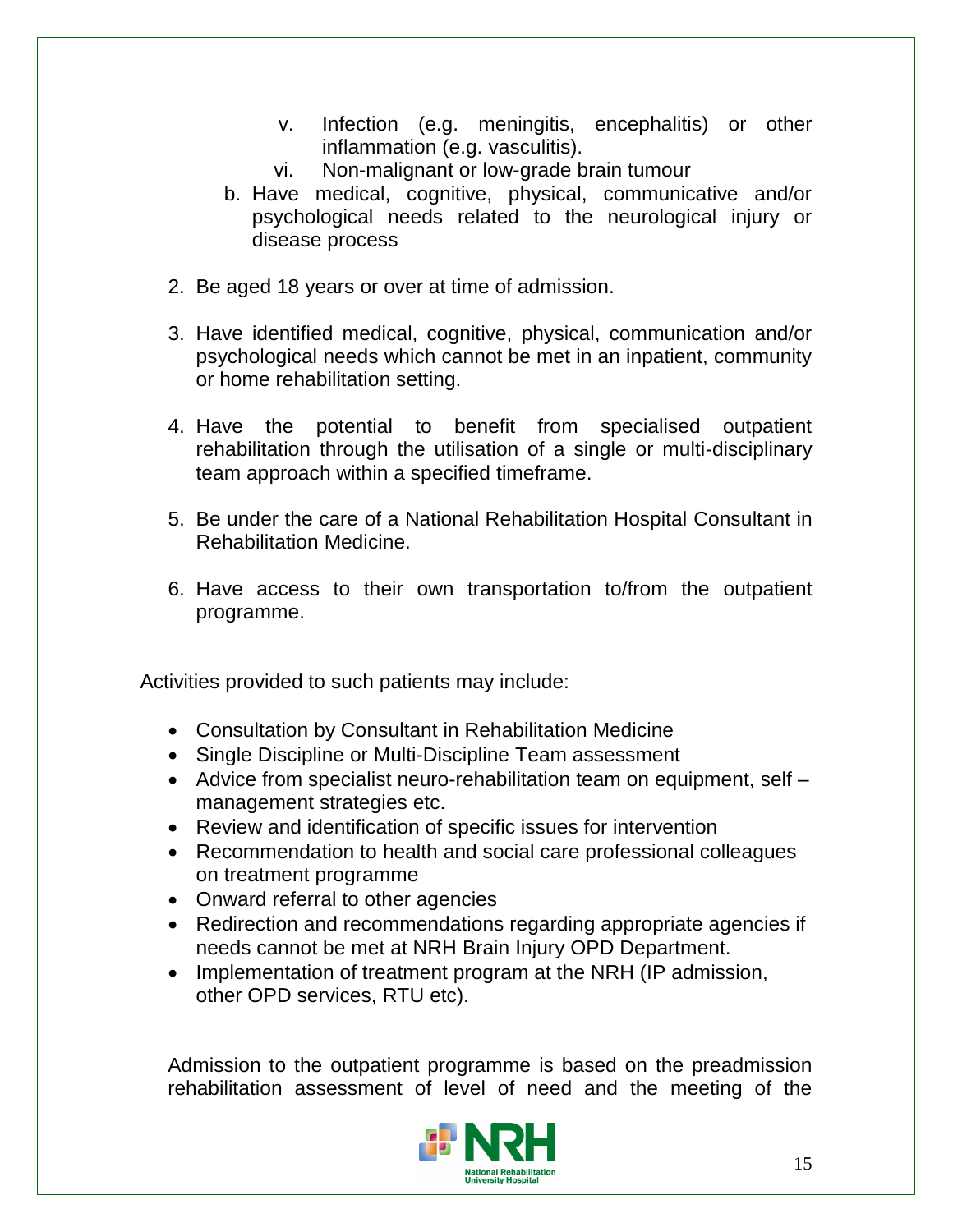v. Infection (e.g. meningitis, encephalitis) or other inflammation (e.g. vasculitis).
   vi. Non-malignant or low-grade brain tumour

   b. Have medical, cognitive, physical, communicative and/or psychological needs related to the neurological injury or disease process

2. Be aged 18 years or over at time of admission.

3. Have identified medical, cognitive, physical, communication and/or psychological needs which cannot be met in an inpatient, community or home rehabilitation setting.

4. Have the potential to benefit from specialised outpatient rehabilitation through the utilisation of a single or multi-disciplinary team approach within a specified timeframe.

5. Be under the care of a National Rehabilitation Hospital Consultant in Rehabilitation Medicine.

6. Have access to their own transportation to/from the outpatient programme.

Activities provided to such patients may include:

- Consultation by Consultant in Rehabilitation Medicine
- Single Discipline or Multi-Discipline Team assessment
- Advice from specialist neuro-rehabilitation team on equipment, self – management strategies etc.
- Review and identification of specific issues for intervention
- Recommendation to health and social care professional colleagues on treatment programme
- Onward referral to other agencies
- Redirection and recommendations regarding appropriate agencies if needs cannot be met at NRH Brain Injury OPD Department.
- Implementation of treatment program at the NRH (IP admission, other OPD services, RTU etc).

Admission to the outpatient programme is based on the preadmission rehabilitation assessment of level of need and the meeting of the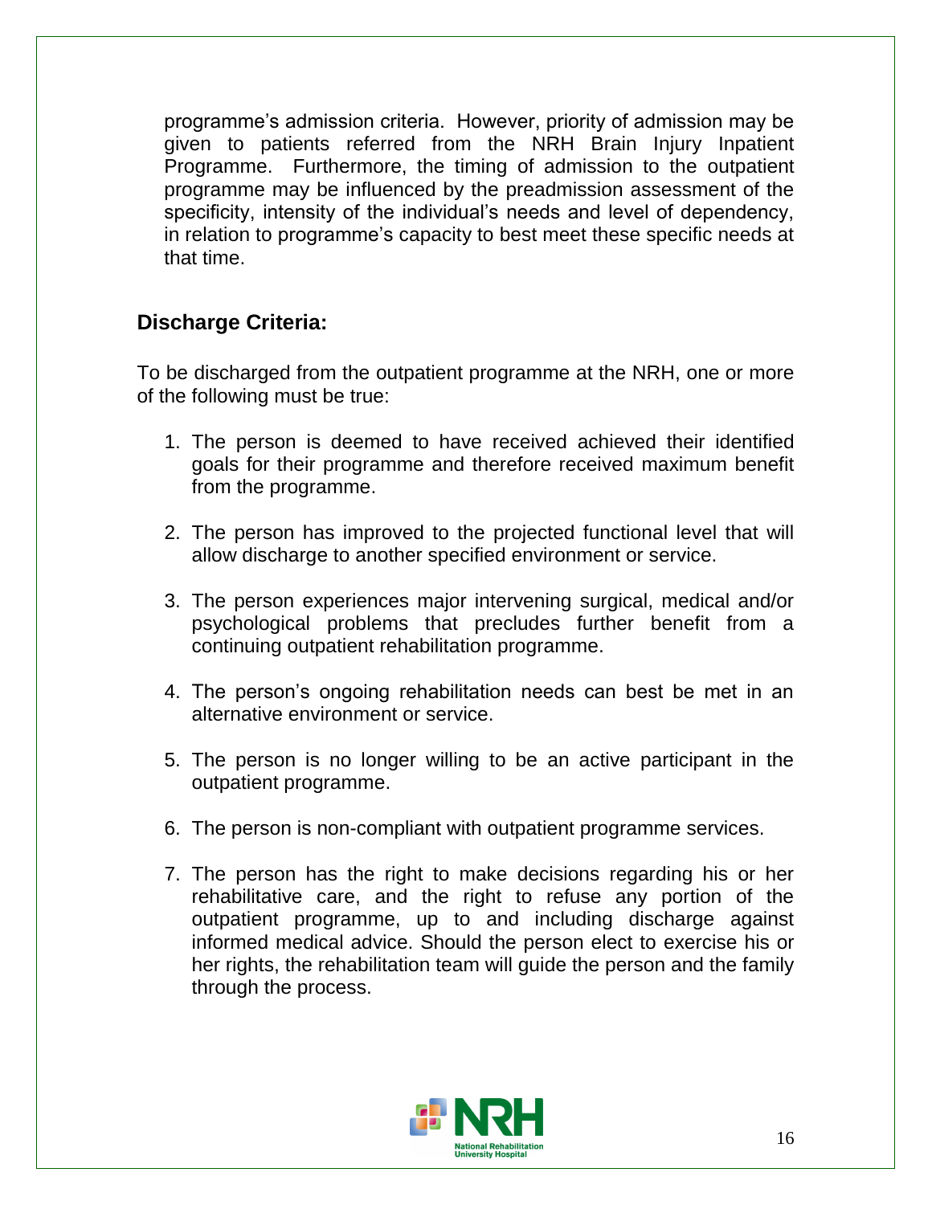programme's admission criteria. However, priority of admission may be given to patients referred from the NRH Brain Injury Inpatient Programme. Furthermore, the timing of admission to the outpatient programme may be influenced by the preadmission assessment of the specificity, intensity of the individual's needs and level of dependency, in relation to programme's capacity to best meet these specific needs at that time.

## Discharge Criteria:

To be discharged from the outpatient programme at the NRH, one or more of the following must be true:

1. The person is deemed to have received achieved their identified goals for their programme and therefore received maximum benefit from the programme.
2. The person has improved to the projected functional level that will allow discharge to another specified environment or service.
3. The person experiences major intervening surgical, medical and/or psychological problems that precludes further benefit from a continuing outpatient rehabilitation programme.
4. The person's ongoing rehabilitation needs can best be met in an alternative environment or service.
5. The person is no longer willing to be an active participant in the outpatient programme.
6. The person is non-compliant with outpatient programme services.
7. The person has the right to make decisions regarding his or her rehabilitative care, and the right to refuse any portion of the outpatient programme, up to and including discharge against informed medical advice. Should the person elect to exercise his or her rights, the rehabilitation team will guide the person and the family through the process.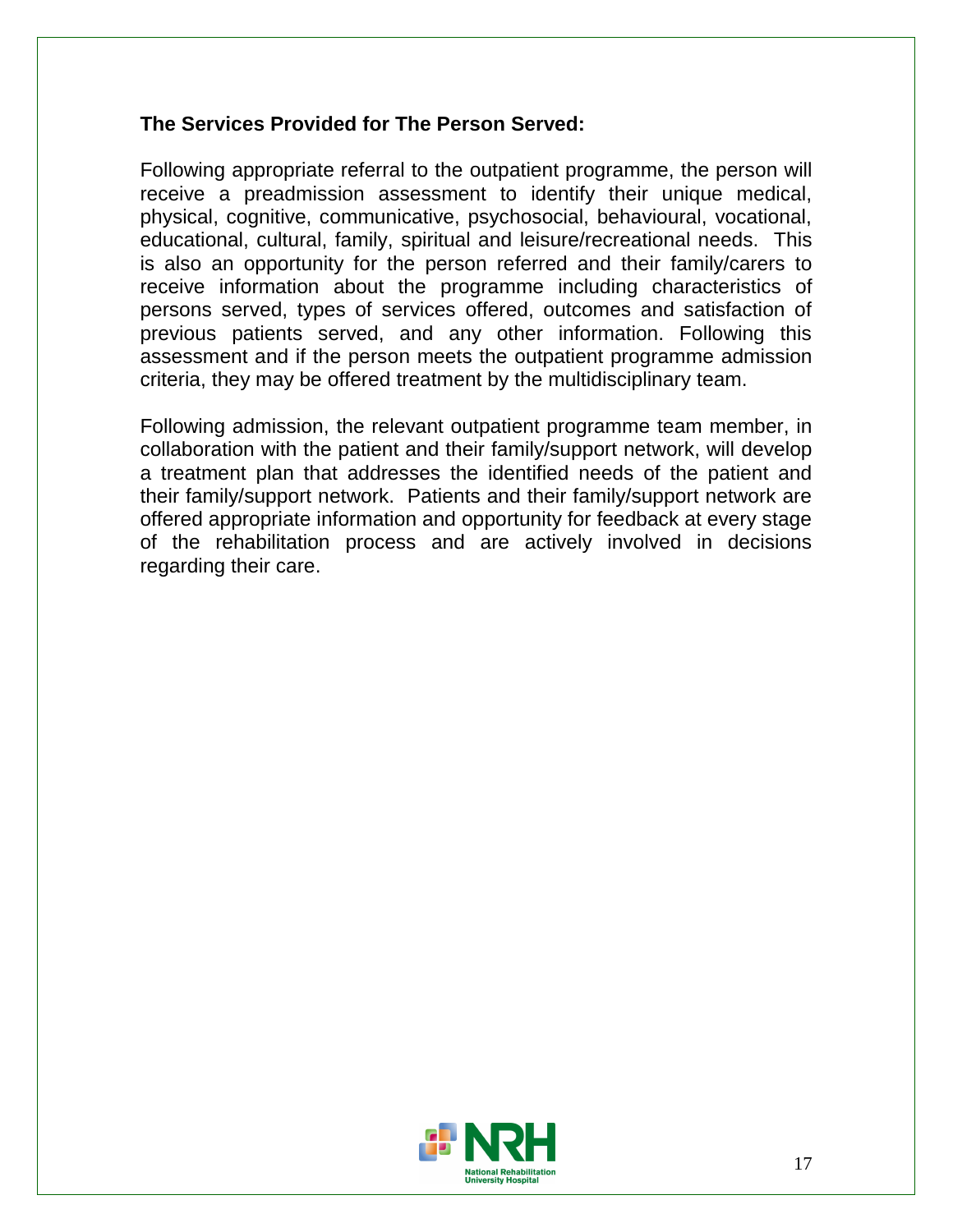**The Services Provided for The Person Served:**

Following appropriate referral to the outpatient programme, the person will receive a preadmission assessment to identify their unique medical, physical, cognitive, communicative, psychosocial, behavioural, vocational, educational, cultural, family, spiritual and leisure/recreational needs. This is also an opportunity for the person referred and their family/carers to receive information about the programme including characteristics of persons served, types of services offered, outcomes and satisfaction of previous patients served, and any other information. Following this assessment and if the person meets the outpatient programme admission criteria, they may be offered treatment by the multidisciplinary team.

Following admission, the relevant outpatient programme team member, in collaboration with the patient and their family/support network, will develop a treatment plan that addresses the identified needs of the patient and their family/support network. Patients and their family/support network are offered appropriate information and opportunity for feedback at every stage of the rehabilitation process and are actively involved in decisions regarding their care.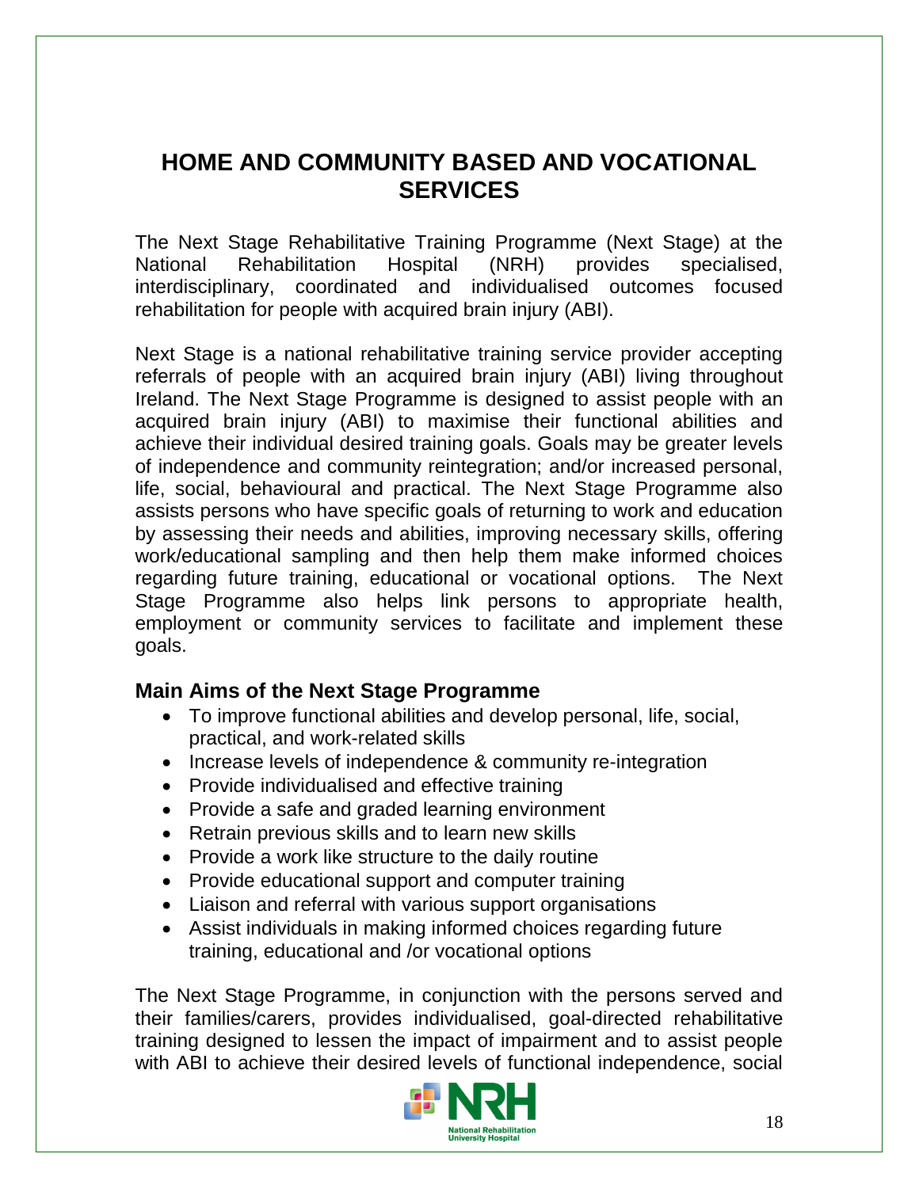## HOME AND COMMUNITY BASED AND VOCATIONAL SERVICES

The Next Stage Rehabilitative Training Programme (Next Stage) at the National Rehabilitation Hospital (NRH) provides specialised, interdisciplinary, coordinated and individualised outcomes focused rehabilitation for people with acquired brain injury (ABI).

Next Stage is a national rehabilitative training service provider accepting referrals of people with an acquired brain injury (ABI) living throughout Ireland. The Next Stage Programme is designed to assist people with an acquired brain injury (ABI) to maximise their functional abilities and achieve their individual desired training goals. Goals may be greater levels of independence and community reintegration; and/or increased personal, life, social, behavioural and practical. The Next Stage Programme also assists persons who have specific goals of returning to work and education by assessing their needs and abilities, improving necessary skills, offering work/educational sampling and then help them make informed choices regarding future training, educational or vocational options. The Next Stage Programme also helps link persons to appropriate health, employment or community services to facilitate and implement these goals.

### Main Aims of the Next Stage Programme

- To improve functional abilities and develop personal, life, social, practical, and work-related skills
- Increase levels of independence & community re-integration
- Provide individualised and effective training
- Provide a safe and graded learning environment
- Retrain previous skills and to learn new skills
- Provide a work like structure to the daily routine
- Provide educational support and computer training
- Liaison and referral with various support organisations
- Assist individuals in making informed choices regarding future training, educational and /or vocational options

The Next Stage Programme, in conjunction with the persons served and their families/carers, provides individualised, goal-directed rehabilitative training designed to lessen the impact of impairment and to assist people with ABI to achieve their desired levels of functional independence, social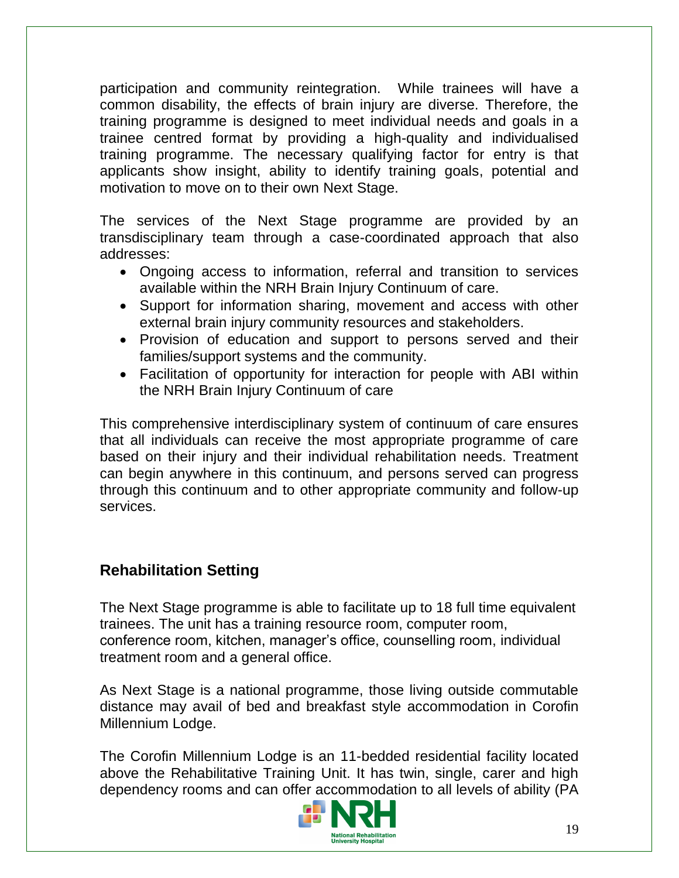participation and community reintegration. While trainees will have a common disability, the effects of brain injury are diverse. Therefore, the training programme is designed to meet individual needs and goals in a trainee centred format by providing a high-quality and individualised training programme. The necessary qualifying factor for entry is that applicants show insight, ability to identify training goals, potential and motivation to move on to their own Next Stage.

The services of the Next Stage programme are provided by an transdisciplinary team through a case-coordinated approach that also addresses:

- Ongoing access to information, referral and transition to services available within the NRH Brain Injury Continuum of care.
- Support for information sharing, movement and access with other external brain injury community resources and stakeholders.
- Provision of education and support to persons served and their families/support systems and the community.
- Facilitation of opportunity for interaction for people with ABI within the NRH Brain Injury Continuum of care

This comprehensive interdisciplinary system of continuum of care ensures that all individuals can receive the most appropriate programme of care based on their injury and their individual rehabilitation needs. Treatment can begin anywhere in this continuum, and persons served can progress through this continuum and to other appropriate community and follow-up services.

## Rehabilitation Setting

The Next Stage programme is able to facilitate up to 18 full time equivalent trainees. The unit has a training resource room, computer room, conference room, kitchen, manager's office, counselling room, individual treatment room and a general office.

As Next Stage is a national programme, those living outside commutable distance may avail of bed and breakfast style accommodation in Corofin Millennium Lodge.

The Corofin Millennium Lodge is an 11-bedded residential facility located above the Rehabilitative Training Unit. It has twin, single, carer and high dependency rooms and can offer accommodation to all levels of ability (PA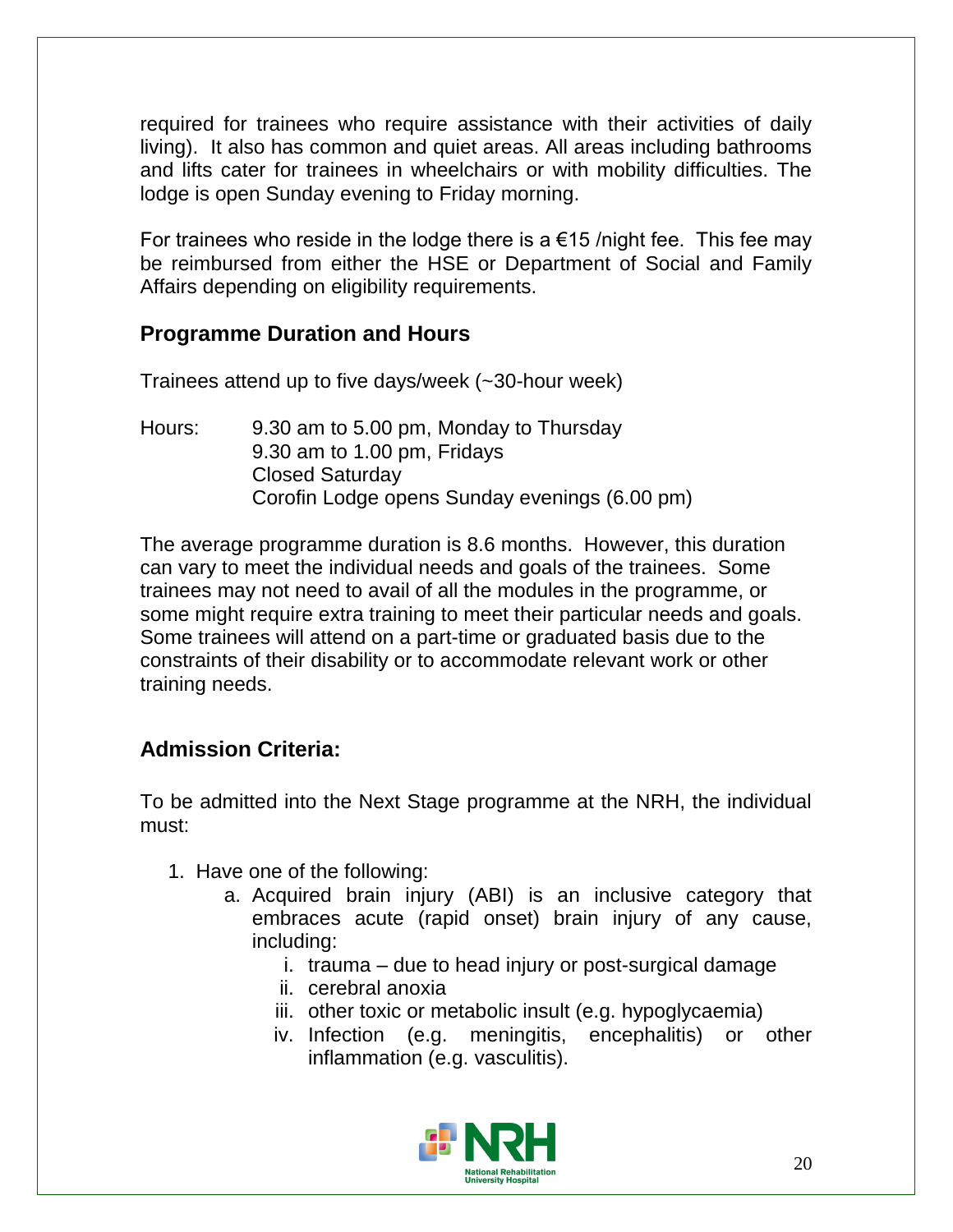required for trainees who require assistance with their activities of daily living). It also has common and quiet areas. All areas including bathrooms and lifts cater for trainees in wheelchairs or with mobility difficulties. The lodge is open Sunday evening to Friday morning.

For trainees who reside in the lodge there is a €15 /night fee. This fee may be reimbursed from either the HSE or Department of Social and Family Affairs depending on eligibility requirements.

## Programme Duration and Hours

Trainees attend up to five days/week (~30-hour week)

Hours: 9.30 am to 5.00 pm, Monday to Thursday
9.30 am to 1.00 pm, Fridays
Closed Saturday
Corofin Lodge opens Sunday evenings (6.00 pm)

The average programme duration is 8.6 months. However, this duration can vary to meet the individual needs and goals of the trainees. Some trainees may not need to avail of all the modules in the programme, or some might require extra training to meet their particular needs and goals. Some trainees will attend on a part-time or graduated basis due to the constraints of their disability or to accommodate relevant work or other training needs.

## Admission Criteria:

To be admitted into the Next Stage programme at the NRH, the individual must:

1. Have one of the following:
    a. Acquired brain injury (ABI) is an inclusive category that embraces acute (rapid onset) brain injury of any cause, including:
        i. trauma – due to head injury or post-surgical damage
        ii. cerebral anoxia
        iii. other toxic or metabolic insult (e.g. hypoglycaemia)
        iv. Infection (e.g. meningitis, encephalitis) or other inflammation (e.g. vasculitis).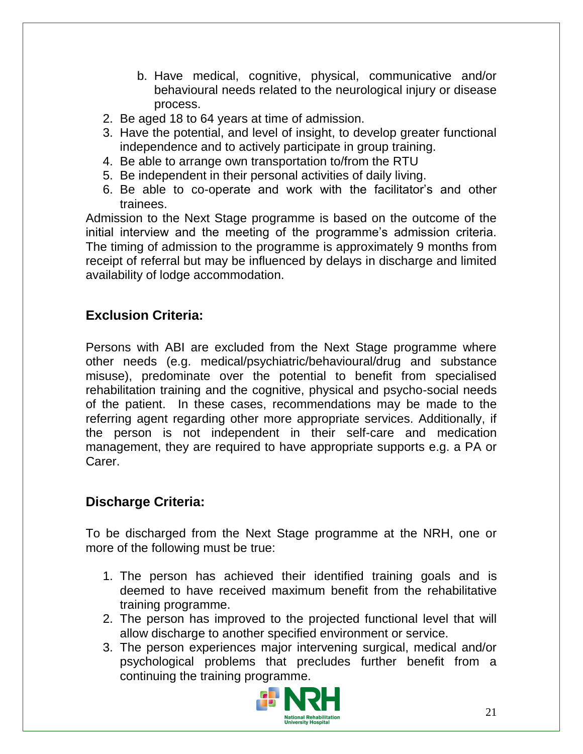b. Have medical, cognitive, physical, communicative and/or behavioural needs related to the neurological injury or disease process.
2. Be aged 18 to 64 years at time of admission.
3. Have the potential, and level of insight, to develop greater functional independence and to actively participate in group training.
4. Be able to arrange own transportation to/from the RTU
5. Be independent in their personal activities of daily living.
6. Be able to co-operate and work with the facilitator's and other trainees.

Admission to the Next Stage programme is based on the outcome of the initial interview and the meeting of the programme's admission criteria. The timing of admission to the programme is approximately 9 months from receipt of referral but may be influenced by delays in discharge and limited availability of lodge accommodation.

## Exclusion Criteria:

Persons with ABI are excluded from the Next Stage programme where other needs (e.g. medical/psychiatric/behavioural/drug and substance misuse), predominate over the potential to benefit from specialised rehabilitation training and the cognitive, physical and psycho-social needs of the patient. In these cases, recommendations may be made to the referring agent regarding other more appropriate services. Additionally, if the person is not independent in their self-care and medication management, they are required to have appropriate supports e.g. a PA or Carer.

## Discharge Criteria:

To be discharged from the Next Stage programme at the NRH, one or more of the following must be true:

1. The person has achieved their identified training goals and is deemed to have received maximum benefit from the rehabilitative training programme.
2. The person has improved to the projected functional level that will allow discharge to another specified environment or service.
3. The person experiences major intervening surgical, medical and/or psychological problems that precludes further benefit from a continuing the training programme.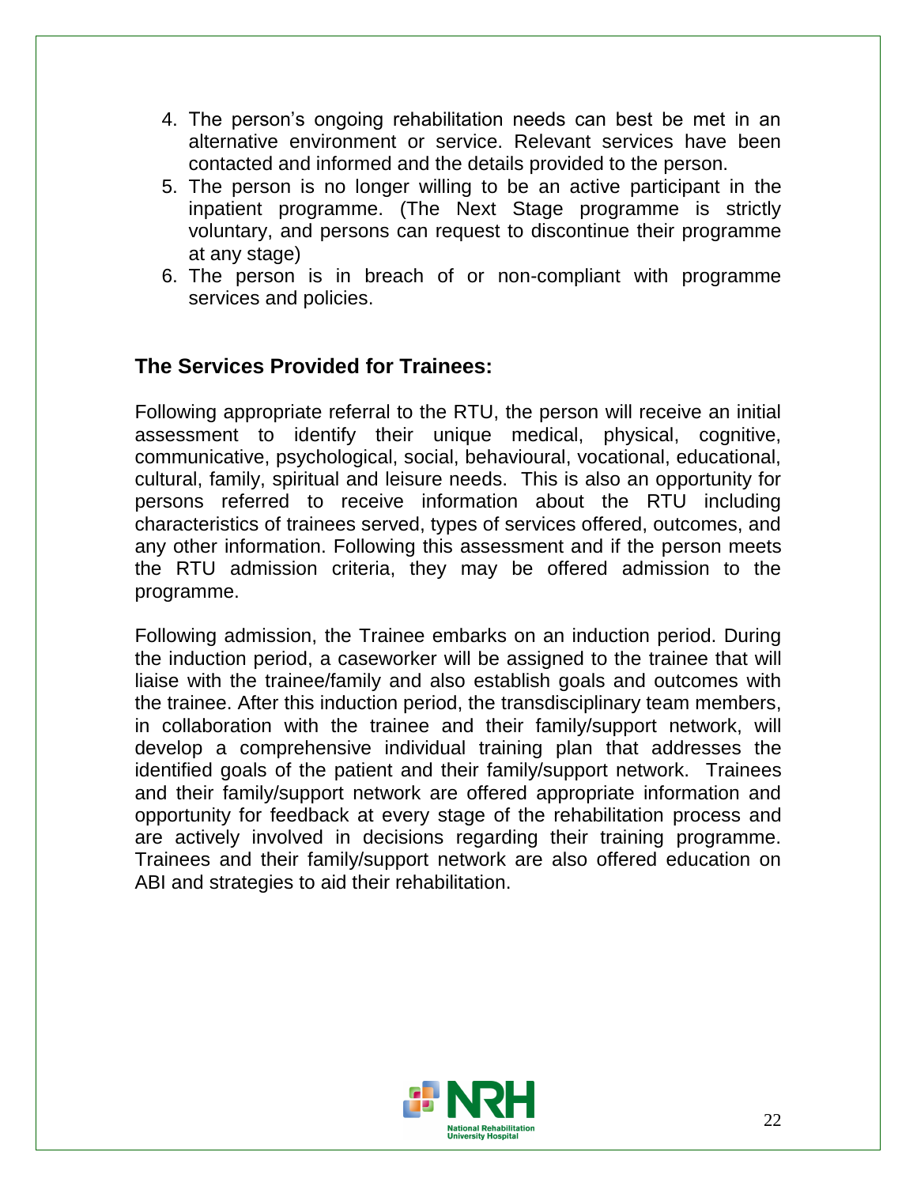4. The person's ongoing rehabilitation needs can best be met in an alternative environment or service. Relevant services have been contacted and informed and the details provided to the person.
5. The person is no longer willing to be an active participant in the inpatient programme. (The Next Stage programme is strictly voluntary, and persons can request to discontinue their programme at any stage)
6. The person is in breach of or non-compliant with programme services and policies.

## The Services Provided for Trainees:

Following appropriate referral to the RTU, the person will receive an initial assessment to identify their unique medical, physical, cognitive, communicative, psychological, social, behavioural, vocational, educational, cultural, family, spiritual and leisure needs. This is also an opportunity for persons referred to receive information about the RTU including characteristics of trainees served, types of services offered, outcomes, and any other information. Following this assessment and if the person meets the RTU admission criteria, they may be offered admission to the programme.

Following admission, the Trainee embarks on an induction period. During the induction period, a caseworker will be assigned to the trainee that will liaise with the trainee/family and also establish goals and outcomes with the trainee. After this induction period, the transdisciplinary team members, in collaboration with the trainee and their family/support network, will develop a comprehensive individual training plan that addresses the identified goals of the patient and their family/support network. Trainees and their family/support network are offered appropriate information and opportunity for feedback at every stage of the rehabilitation process and are actively involved in decisions regarding their training programme. Trainees and their family/support network are also offered education on ABI and strategies to aid their rehabilitation.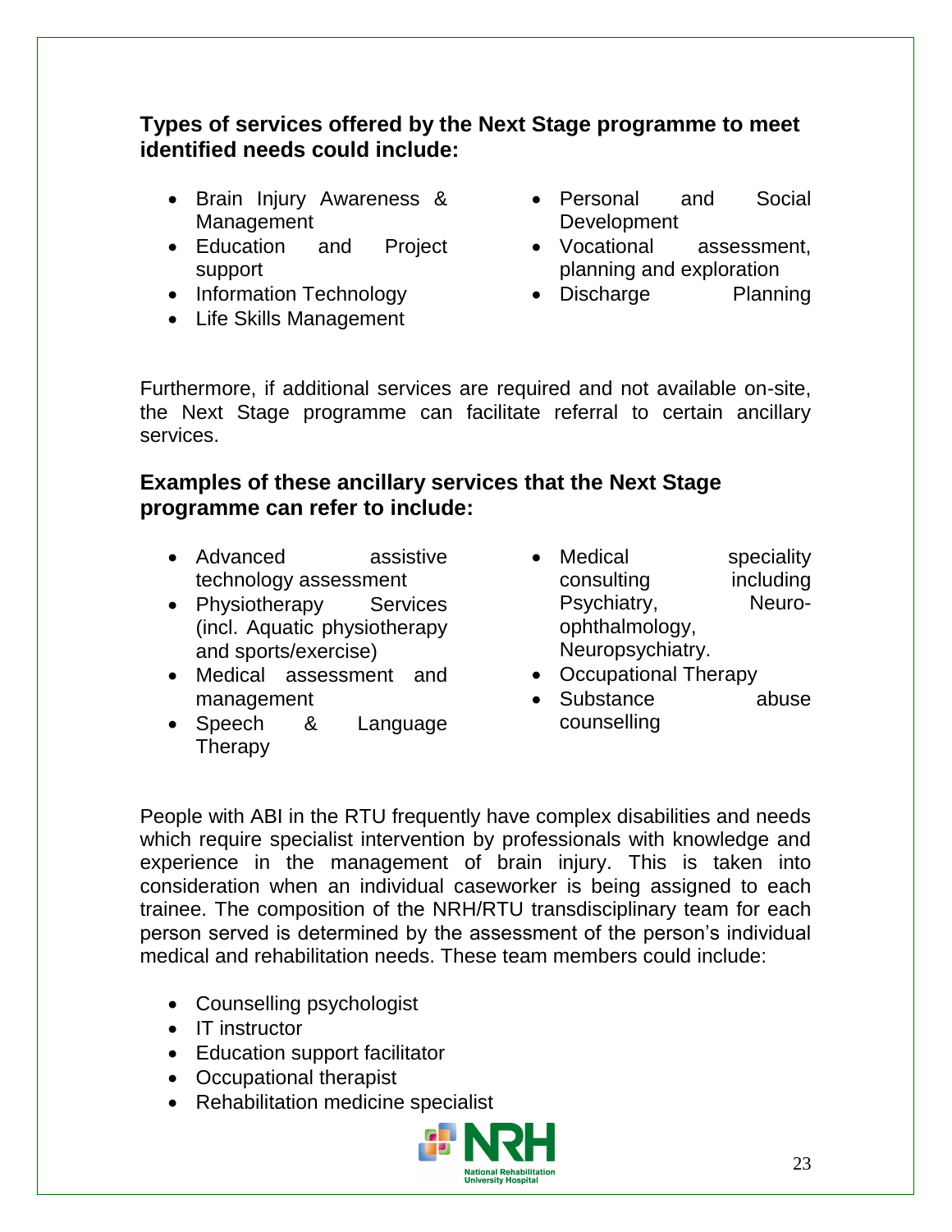### Types of services offered by the Next Stage programme to meet identified needs could include:

- Brain Injury Awareness & Management
- Education and Project support
- Information Technology
- Life Skills Management
- Personal and Social Development
- Vocational assessment, planning and exploration
- Discharge Planning

Furthermore, if additional services are required and not available on-site, the Next Stage programme can facilitate referral to certain ancillary services.

### Examples of these ancillary services that the Next Stage programme can refer to include:

- Advanced assistive technology assessment
- Physiotherapy Services (incl. Aquatic physiotherapy and sports/exercise)
- Medical assessment and management
- Speech & Language Therapy
- Medical speciality consulting including Psychiatry, Neuro-ophthalmology, Neuropsychiatry.
- Occupational Therapy
- Substance abuse counselling

People with ABI in the RTU frequently have complex disabilities and needs which require specialist intervention by professionals with knowledge and experience in the management of brain injury. This is taken into consideration when an individual caseworker is being assigned to each trainee. The composition of the NRH/RTU transdisciplinary team for each person served is determined by the assessment of the person's individual medical and rehabilitation needs. These team members could include:

- Counselling psychologist
- IT instructor
- Education support facilitator
- Occupational therapist
- Rehabilitation medicine specialist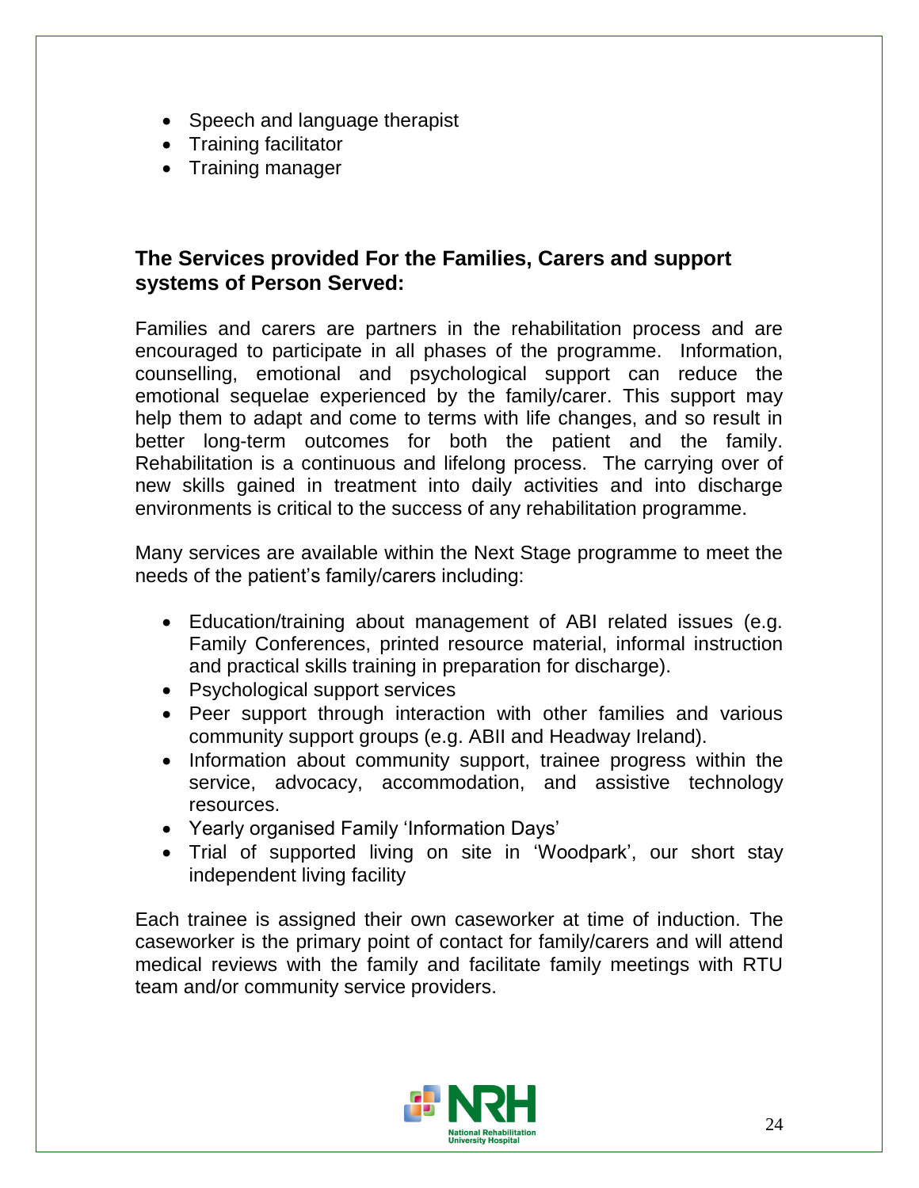- Speech and language therapist
- Training facilitator
- Training manager

## The Services provided For the Families, Carers and support systems of Person Served:

Families and carers are partners in the rehabilitation process and are encouraged to participate in all phases of the programme. Information, counselling, emotional and psychological support can reduce the emotional sequelae experienced by the family/carer. This support may help them to adapt and come to terms with life changes, and so result in better long-term outcomes for both the patient and the family. Rehabilitation is a continuous and lifelong process. The carrying over of new skills gained in treatment into daily activities and into discharge environments is critical to the success of any rehabilitation programme.

Many services are available within the Next Stage programme to meet the needs of the patient's family/carers including:

- Education/training about management of ABI related issues (e.g. Family Conferences, printed resource material, informal instruction and practical skills training in preparation for discharge).
- Psychological support services
- Peer support through interaction with other families and various community support groups (e.g. ABII and Headway Ireland).
- Information about community support, trainee progress within the service, advocacy, accommodation, and assistive technology resources.
- Yearly organised Family 'Information Days'
- Trial of supported living on site in 'Woodpark', our short stay independent living facility

Each trainee is assigned their own caseworker at time of induction. The caseworker is the primary point of contact for family/carers and will attend medical reviews with the family and facilitate family meetings with RTU team and/or community service providers.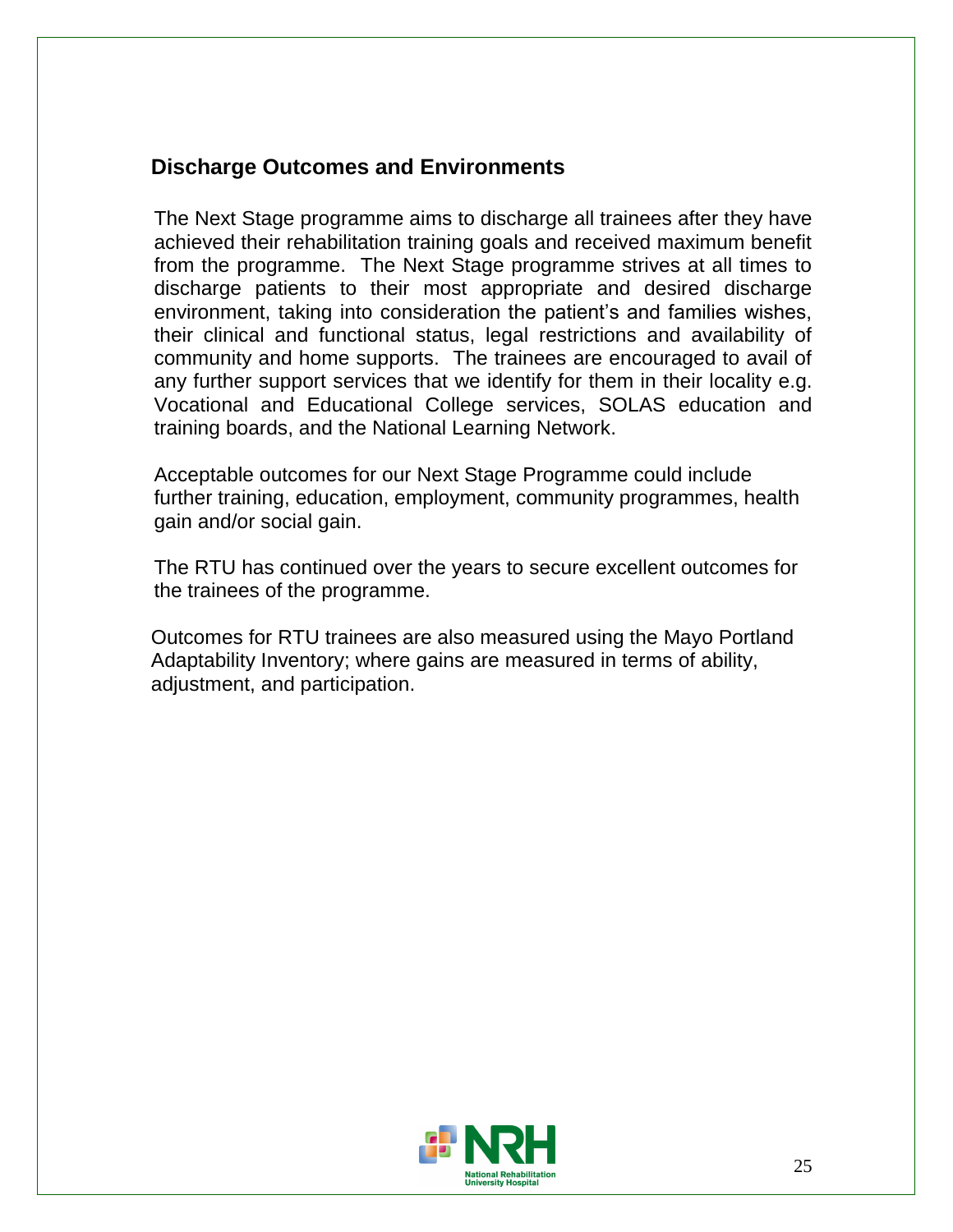## Discharge Outcomes and Environments

The Next Stage programme aims to discharge all trainees after they have achieved their rehabilitation training goals and received maximum benefit from the programme. The Next Stage programme strives at all times to discharge patients to their most appropriate and desired discharge environment, taking into consideration the patient's and families wishes, their clinical and functional status, legal restrictions and availability of community and home supports. The trainees are encouraged to avail of any further support services that we identify for them in their locality e.g. Vocational and Educational College services, SOLAS education and training boards, and the National Learning Network.

Acceptable outcomes for our Next Stage Programme could include further training, education, employment, community programmes, health gain and/or social gain.

The RTU has continued over the years to secure excellent outcomes for the trainees of the programme.

Outcomes for RTU trainees are also measured using the Mayo Portland Adaptability Inventory; where gains are measured in terms of ability, adjustment, and participation.